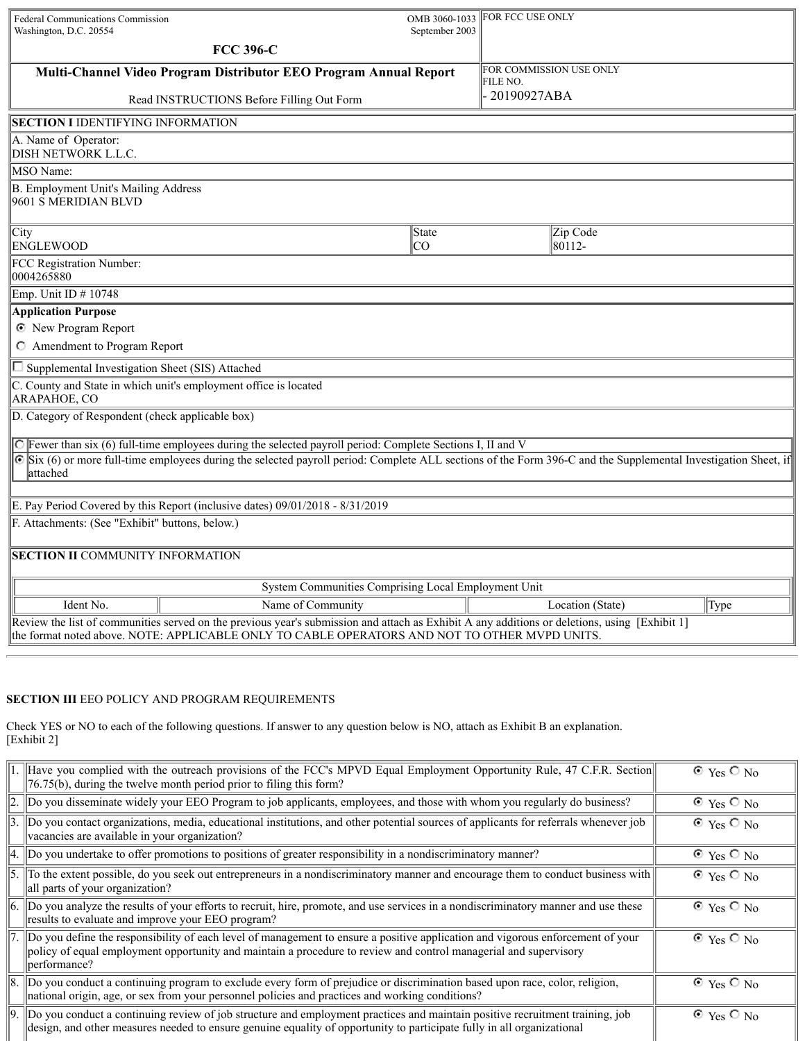Federal Communications Commission
Washington, D.C. 20554

OMB 3060-1033
September 2003

FOR FCC USE ONLY

# FCC 396-C

## Multi-Channel Video Program Distributor EEO Program Annual Report

Read INSTRUCTIONS Before Filling Out Form

FOR COMMISSION USE ONLY
FILE NO.
- 20190927ABA

**SECTION I** IDENTIFYING INFORMATION

A. Name of Operator:
DISH NETWORK L.L.C.

MSO Name:

B. Employment Unit's Mailing Address
9601 S MERIDIAN BLVD

| City | State | Zip Code |
|---|---|---|
| ENGLEWOOD | CO | 80112- |

FCC Registration Number:
0004265880

Emp. Unit ID # 10748

**Application Purpose**

- (•) New Program Report
- ( ) Amendment to Program Report

☐ Supplemental Investigation Sheet (SIS) Attached

C. County and State in which unit's employment office is located
ARAPAHOE, CO

D. Category of Respondent (check applicable box)

- ( ) Fewer than six (6) full-time employees during the selected payroll period: Complete Sections I, II and V
- (•) Six (6) or more full-time employees during the selected payroll period: Complete ALL sections of the Form 396-C and the Supplemental Investigation Sheet, if attached

E. Pay Period Covered by this Report (inclusive dates) 09/01/2018 - 8/31/2019

F. Attachments: (See "Exhibit" buttons, below.)

**SECTION II** COMMUNITY INFORMATION

| System Communities Comprising Local Employment Unit | | | |
|---|---|---|---|
| Ident No. | Name of Community | Location (State) | Type |

Review the list of communities served on the previous year's submission and attach as Exhibit A any additions or deletions, using the format noted above. NOTE: APPLICABLE ONLY TO CABLE OPERATORS AND NOT TO OTHER MVPD UNITS. [Exhibit 1]

**SECTION III** EEO POLICY AND PROGRAM REQUIREMENTS

Check YES or NO to each of the following questions. If answer to any question below is NO, attach as Exhibit B an explanation.
[Exhibit 2]

| | Question | Answer |
|---|---|---|
| 1. | Have you complied with the outreach provisions of the FCC's MPVD Equal Employment Opportunity Rule, 47 C.F.R. Section 76.75(b), during the twelve month period prior to filing this form? | (•) Yes ( ) No |
| 2. | Do you disseminate widely your EEO Program to job applicants, employees, and those with whom you regularly do business? | (•) Yes ( ) No |
| 3. | Do you contact organizations, media, educational institutions, and other potential sources of applicants for referrals whenever job vacancies are available in your organization? | (•) Yes ( ) No |
| 4. | Do you undertake to offer promotions to positions of greater responsibility in a nondiscriminatory manner? | (•) Yes ( ) No |
| 5. | To the extent possible, do you seek out entrepreneurs in a nondiscriminatory manner and encourage them to conduct business with all parts of your organization? | (•) Yes ( ) No |
| 6. | Do you analyze the results of your efforts to recruit, hire, promote, and use services in a nondiscriminatory manner and use these results to evaluate and improve your EEO program? | (•) Yes ( ) No |
| 7. | Do you define the responsibility of each level of management to ensure a positive application and vigorous enforcement of your policy of equal employment opportunity and maintain a procedure to review and control managerial and supervisory performance? | (•) Yes ( ) No |
| 8. | Do you conduct a continuing program to exclude every form of prejudice or discrimination based upon race, color, religion, national origin, age, or sex from your personnel policies and practices and working conditions? | (•) Yes ( ) No |
| 9. | Do you conduct a continuing review of job structure and employment practices and maintain positive recruitment training, job design, and other measures needed to ensure genuine equality of opportunity to participate fully in all organizational | (•) Yes ( ) No |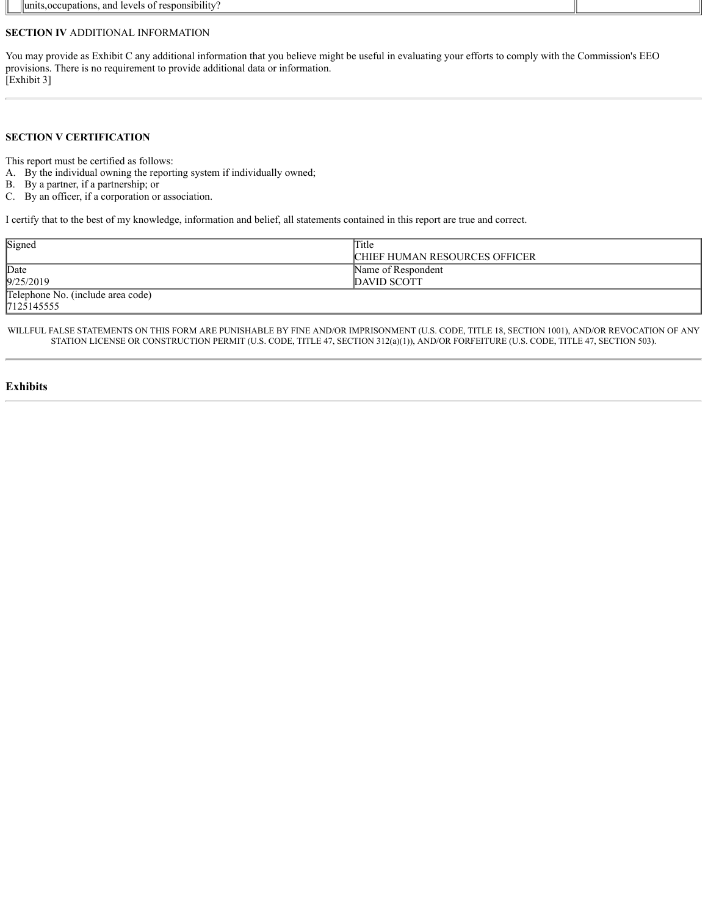| | | |
|---|---|---|
| | units,occupations, and levels of responsibility? | |

**SECTION IV** ADDITIONAL INFORMATION

You may provide as Exhibit C any additional information that you believe might be useful in evaluating your efforts to comply with the Commission's EEO provisions. There is no requirement to provide additional data or information.
[Exhibit 3]

---

**SECTION V CERTIFICATION**

This report must be certified as follows:

A. By the individual owning the reporting system if individually owned;
B. By a partner, if a partnership; or
C. By an officer, if a corporation or association.

I certify that to the best of my knowledge, information and belief, all statements contained in this report are true and correct.

| | |
|---|---|
| Signed | Title<br>CHIEF HUMAN RESOURCES OFFICER |
| Date<br>9/25/2019 | Name of Respondent<br>DAVID SCOTT |
| Telephone No. (include area code)<br>7125145555 | |

WILLFUL FALSE STATEMENTS ON THIS FORM ARE PUNISHABLE BY FINE AND/OR IMPRISONMENT (U.S. CODE, TITLE 18, SECTION 1001), AND/OR REVOCATION OF ANY STATION LICENSE OR CONSTRUCTION PERMIT (U.S. CODE, TITLE 47, SECTION 312(a)(1)), AND/OR FORFEITURE (U.S. CODE, TITLE 47, SECTION 503).

---

**Exhibits**

---